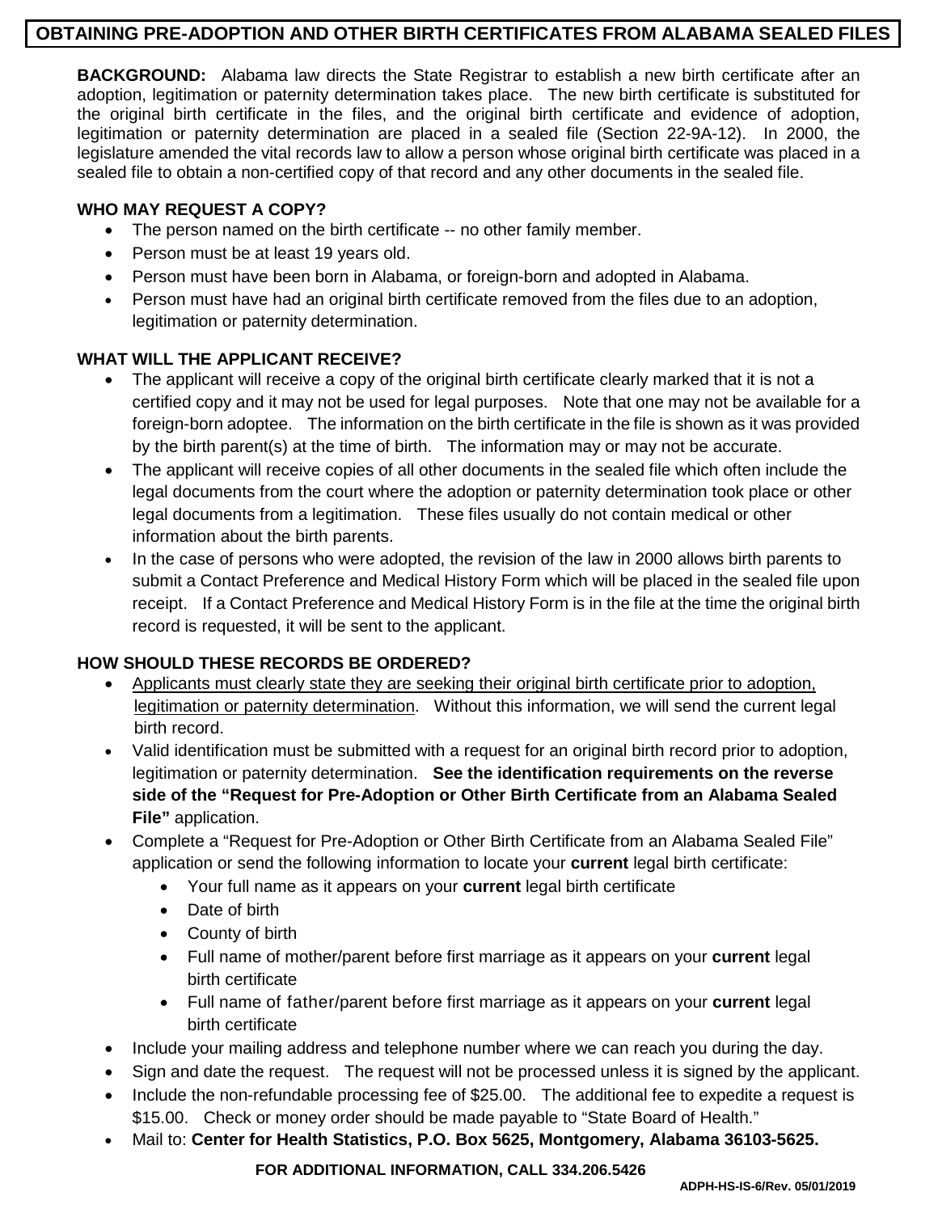# OBTAINING PRE-ADOPTION AND OTHER BIRTH CERTIFICATES FROM ALABAMA SEALED FILES

**BACKGROUND:** Alabama law directs the State Registrar to establish a new birth certificate after an adoption, legitimation or paternity determination takes place. The new birth certificate is substituted for the original birth certificate in the files, and the original birth certificate and evidence of adoption, legitimation or paternity determination are placed in a sealed file (Section 22-9A-12). In 2000, the legislature amended the vital records law to allow a person whose original birth certificate was placed in a sealed file to obtain a non-certified copy of that record and any other documents in the sealed file.

## WHO MAY REQUEST A COPY?

- The person named on the birth certificate -- no other family member.
- Person must be at least 19 years old.
- Person must have been born in Alabama, or foreign-born and adopted in Alabama.
- Person must have had an original birth certificate removed from the files due to an adoption, legitimation or paternity determination.

## WHAT WILL THE APPLICANT RECEIVE?

- The applicant will receive a copy of the original birth certificate clearly marked that it is not a certified copy and it may not be used for legal purposes. Note that one may not be available for a foreign-born adoptee. The information on the birth certificate in the file is shown as it was provided by the birth parent(s) at the time of birth. The information may or may not be accurate.
- The applicant will receive copies of all other documents in the sealed file which often include the legal documents from the court where the adoption or paternity determination took place or other legal documents from a legitimation. These files usually do not contain medical or other information about the birth parents.
- In the case of persons who were adopted, the revision of the law in 2000 allows birth parents to submit a Contact Preference and Medical History Form which will be placed in the sealed file upon receipt. If a Contact Preference and Medical History Form is in the file at the time the original birth record is requested, it will be sent to the applicant.

## HOW SHOULD THESE RECORDS BE ORDERED?

- <u>Applicants must clearly state they are seeking their original birth certificate prior to adoption, legitimation or paternity determination</u>. Without this information, we will send the current legal birth record.
- Valid identification must be submitted with a request for an original birth record prior to adoption, legitimation or paternity determination. **See the identification requirements on the reverse side of the "Request for Pre-Adoption or Other Birth Certificate from an Alabama Sealed File"** application.
- Complete a "Request for Pre-Adoption or Other Birth Certificate from an Alabama Sealed File" application or send the following information to locate your **current** legal birth certificate:
  - Your full name as it appears on your **current** legal birth certificate
  - Date of birth
  - County of birth
  - Full name of mother/parent before first marriage as it appears on your **current** legal birth certificate
  - Full name of father/parent before first marriage as it appears on your **current** legal birth certificate
- Include your mailing address and telephone number where we can reach you during the day.
- Sign and date the request. The request will not be processed unless it is signed by the applicant.
- Include the non-refundable processing fee of $25.00. The additional fee to expedite a request is $15.00. Check or money order should be made payable to "State Board of Health."
- Mail to: **Center for Health Statistics, P.O. Box 5625, Montgomery, Alabama 36103-5625.**

**FOR ADDITIONAL INFORMATION, CALL 334.206.5426**

**ADPH-HS-IS-6/Rev. 05/01/2019**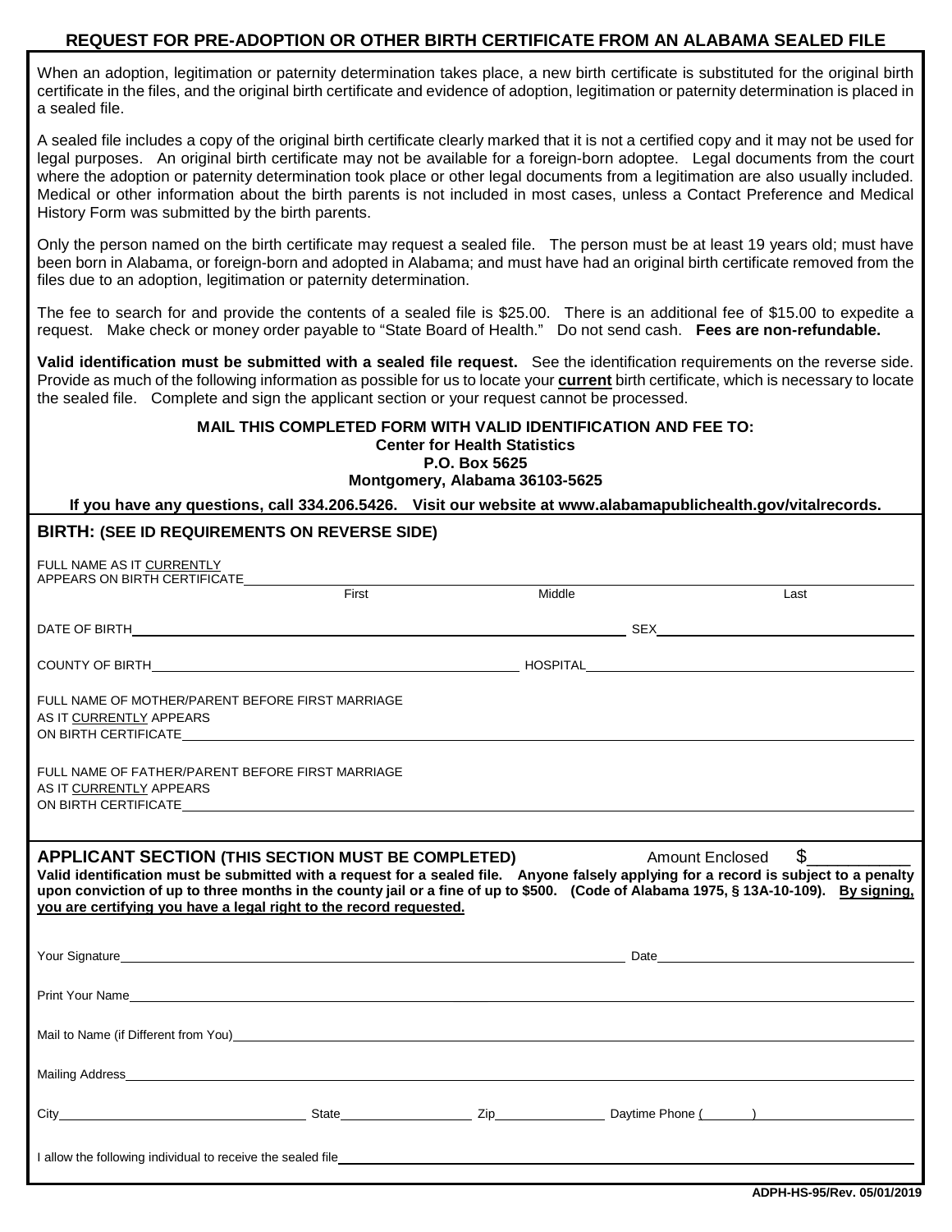# REQUEST FOR PRE-ADOPTION OR OTHER BIRTH CERTIFICATE FROM AN ALABAMA SEALED FILE

When an adoption, legitimation or paternity determination takes place, a new birth certificate is substituted for the original birth certificate in the files, and the original birth certificate and evidence of adoption, legitimation or paternity determination is placed in a sealed file.

A sealed file includes a copy of the original birth certificate clearly marked that it is not a certified copy and it may not be used for legal purposes. An original birth certificate may not be available for a foreign-born adoptee. Legal documents from the court where the adoption or paternity determination took place or other legal documents from a legitimation are also usually included. Medical or other information about the birth parents is not included in most cases, unless a Contact Preference and Medical History Form was submitted by the birth parents.

Only the person named on the birth certificate may request a sealed file. The person must be at least 19 years old; must have been born in Alabama, or foreign-born and adopted in Alabama; and must have had an original birth certificate removed from the files due to an adoption, legitimation or paternity determination.

The fee to search for and provide the contents of a sealed file is $25.00. There is an additional fee of $15.00 to expedite a request. Make check or money order payable to "State Board of Health." Do not send cash. **Fees are non-refundable.**

**Valid identification must be submitted with a sealed file request.** See the identification requirements on the reverse side. Provide as much of the following information as possible for us to locate your **current** birth certificate, which is necessary to locate the sealed file. Complete and sign the applicant section or your request cannot be processed.

**MAIL THIS COMPLETED FORM WITH VALID IDENTIFICATION AND FEE TO:**
**Center for Health Statistics**
**P.O. Box 5625**
**Montgomery, Alabama 36103-5625**

**If you have any questions, call 334.206.5426. Visit our website at www.alabamapublichealth.gov/vitalrecords.**

## BIRTH: (SEE ID REQUIREMENTS ON REVERSE SIDE)

FULL NAME AS IT CURRENTLY APPEARS ON BIRTH CERTIFICATE ______________________
First Middle Last

DATE OF BIRTH ______________________ SEX ______________________

COUNTY OF BIRTH ______________________ HOSPITAL ______________________

FULL NAME OF MOTHER/PARENT BEFORE FIRST MARRIAGE AS IT CURRENTLY APPEARS ON BIRTH CERTIFICATE ______________________

FULL NAME OF FATHER/PARENT BEFORE FIRST MARRIAGE AS IT CURRENTLY APPEARS ON BIRTH CERTIFICATE ______________________

## APPLICANT SECTION (THIS SECTION MUST BE COMPLETED)

Amount Enclosed $__________

**Valid identification must be submitted with a request for a sealed file. Anyone falsely applying for a record is subject to a penalty upon conviction of up to three months in the county jail or a fine of up to $500. (Code of Alabama 1975, § 13A-10-109). By signing, you are certifying you have a legal right to the record requested.**

Your Signature ______________________ Date ______________________

Print Your Name ______________________

Mail to Name (if Different from You) ______________________

Mailing Address ______________________

City ______________ State ______________ Zip ______________ Daytime Phone (______) ______________

I allow the following individual to receive the sealed file ______________________

ADPH-HS-95/Rev. 05/01/2019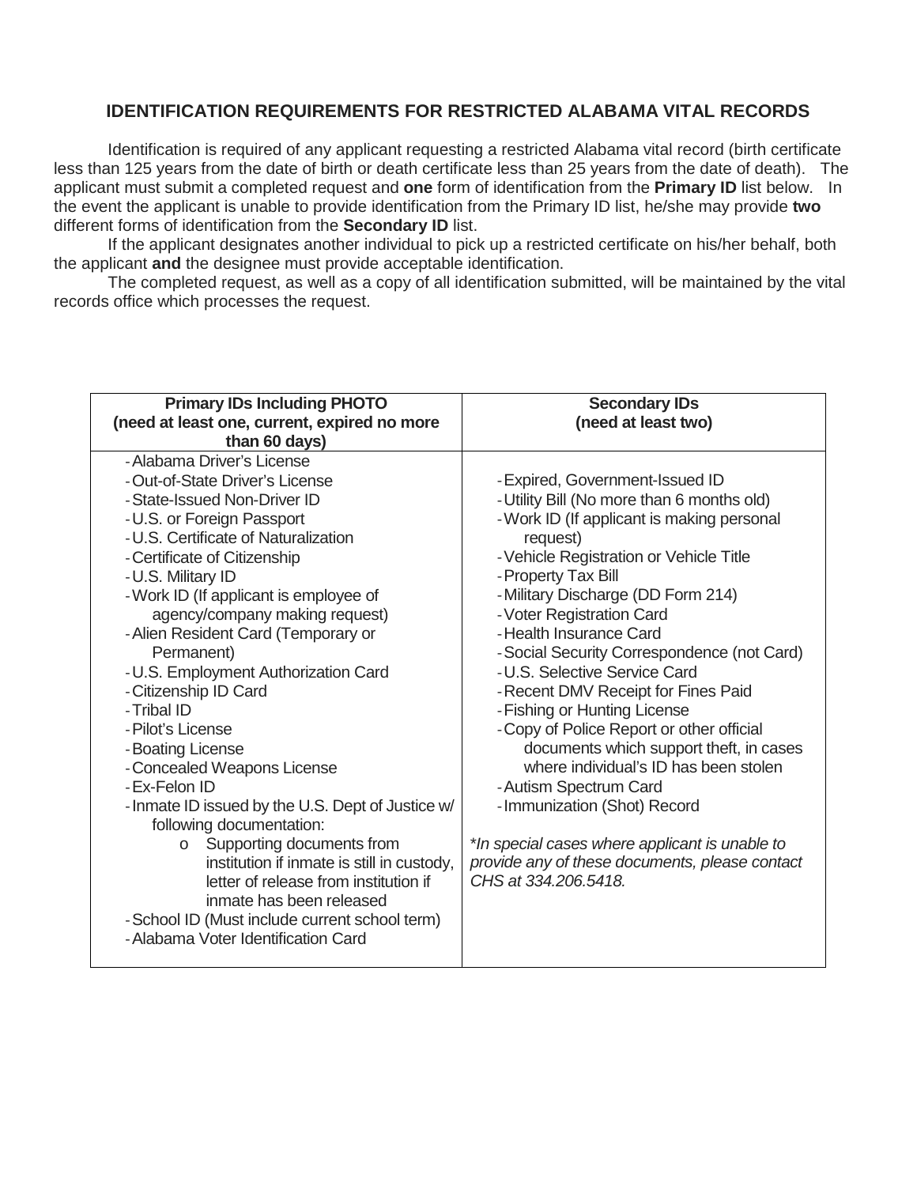## IDENTIFICATION REQUIREMENTS FOR RESTRICTED ALABAMA VITAL RECORDS

Identification is required of any applicant requesting a restricted Alabama vital record (birth certificate less than 125 years from the date of birth or death certificate less than 25 years from the date of death). The applicant must submit a completed request and **one** form of identification from the **Primary ID** list below. In the event the applicant is unable to provide identification from the Primary ID list, he/she may provide **two** different forms of identification from the **Secondary ID** list.

If the applicant designates another individual to pick up a restricted certificate on his/her behalf, both the applicant **and** the designee must provide acceptable identification.

The completed request, as well as a copy of all identification submitted, will be maintained by the vital records office which processes the request.

| **Primary IDs Including PHOTO (need at least one, current, expired no more than 60 days)** | **Secondary IDs (need at least two)** |
|---|---|
| - Alabama Driver's License<br>- Out-of-State Driver's License<br>- State-Issued Non-Driver ID<br>- U.S. or Foreign Passport<br>- U.S. Certificate of Naturalization<br>- Certificate of Citizenship<br>- U.S. Military ID<br>- Work ID (If applicant is employee of agency/company making request)<br>- Alien Resident Card (Temporary or Permanent)<br>- U.S. Employment Authorization Card<br>- Citizenship ID Card<br>- Tribal ID<br>- Pilot's License<br>- Boating License<br>- Concealed Weapons License<br>- Ex-Felon ID<br>- Inmate ID issued by the U.S. Dept of Justice w/ following documentation:<br>  o Supporting documents from institution if inmate is still in custody, letter of release from institution if inmate has been released<br>- School ID (Must include current school term)<br>- Alabama Voter Identification Card | - Expired, Government-Issued ID<br>- Utility Bill (No more than 6 months old)<br>- Work ID (If applicant is making personal request)<br>- Vehicle Registration or Vehicle Title<br>- Property Tax Bill<br>- Military Discharge (DD Form 214)<br>- Voter Registration Card<br>- Health Insurance Card<br>- Social Security Correspondence (not Card)<br>- U.S. Selective Service Card<br>- Recent DMV Receipt for Fines Paid<br>- Fishing or Hunting License<br>- Copy of Police Report or other official documents which support theft, in cases where individual's ID has been stolen<br>- Autism Spectrum Card<br>- Immunization (Shot) Record<br><br>*\*In special cases where applicant is unable to provide any of these documents, please contact CHS at 334.206.5418.* |